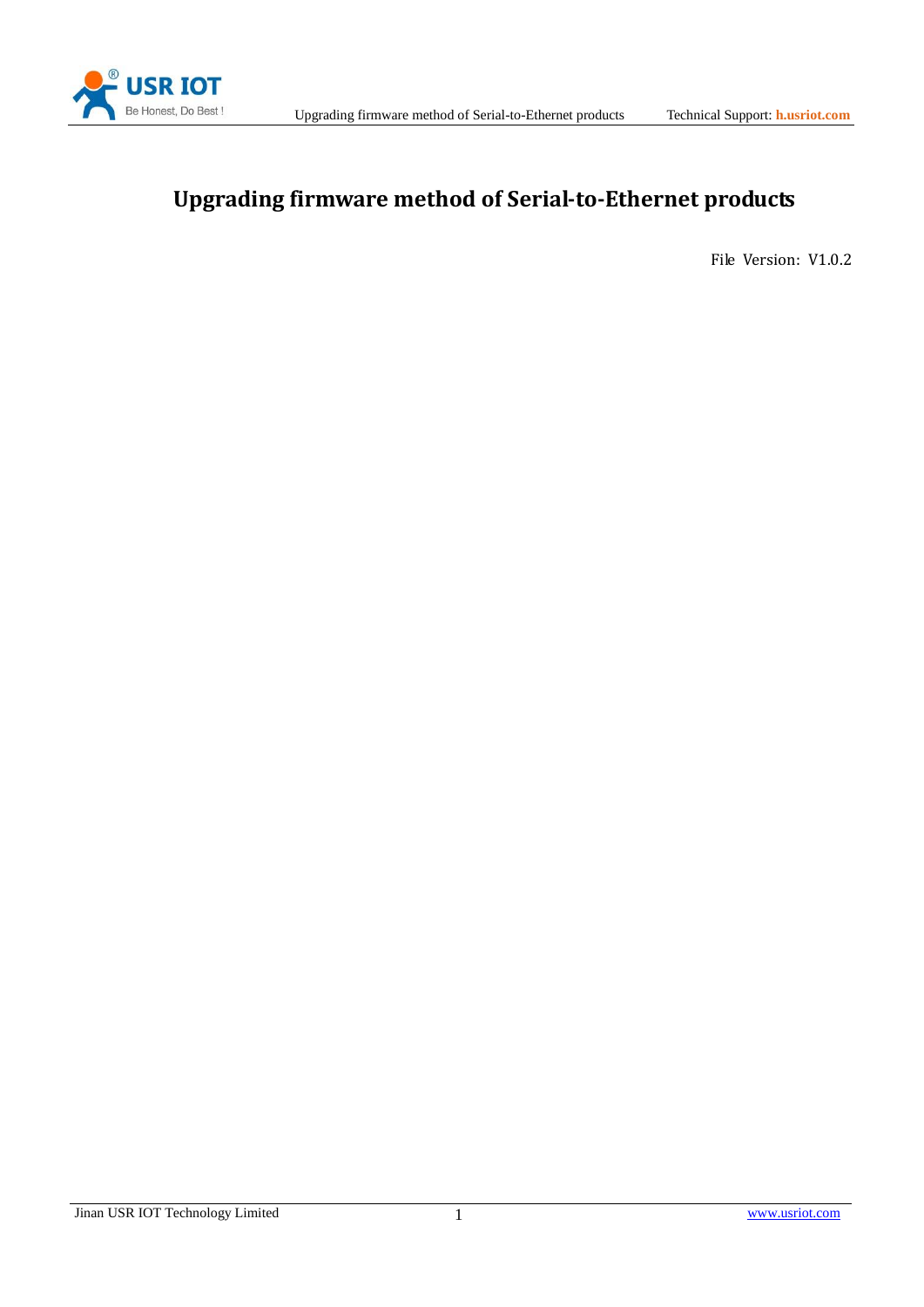# Upgrading firmware method of Serial-to-Ethernet products

File Version: V1.0.2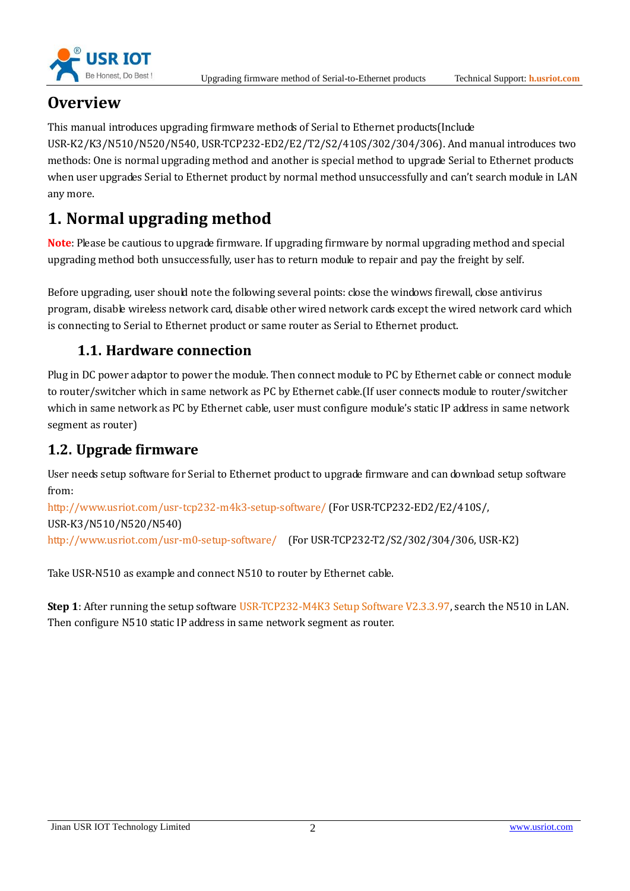# Overview

This manual introduces upgrading firmware methods of Serial to Ethernet products(Include USR-K2/K3/N510/N520/N540, USR-TCP232-ED2/E2/T2/S2/410S/302/304/306). And manual introduces two methods: One is normal upgrading method and another is special method to upgrade Serial to Ethernet products when user upgrades Serial to Ethernet product by normal method unsuccessfully and can't search module in LAN any more.

# 1. Normal upgrading method

**Note**: Please be cautious to upgrade firmware. If upgrading firmware by normal upgrading method and special upgrading method both unsuccessfully, user has to return module to repair and pay the freight by self.

Before upgrading, user should note the following several points: close the windows firewall, close antivirus program, disable wireless network card, disable other wired network cards except the wired network card which is connecting to Serial to Ethernet product or same router as Serial to Ethernet product.

### 1.1. Hardware connection

Plug in DC power adaptor to power the module. Then connect module to PC by Ethernet cable or connect module to router/switcher which in same network as PC by Ethernet cable.(If user connects module to router/switcher which in same network as PC by Ethernet cable, user must configure module's static IP address in same network segment as router)

## 1.2. Upgrade firmware

User needs setup software for Serial to Ethernet product to upgrade firmware and can download setup software from:

http://www.usriot.com/usr-tcp232-m4k3-setup-software/ (For USR-TCP232-ED2/E2/410S/, USR-K3/N510/N520/N540)

http://www.usriot.com/usr-m0-setup-software/ (For USR-TCP232-T2/S2/302/304/306, USR-K2)

Take USR-N510 as example and connect N510 to router by Ethernet cable.

**Step 1**: After running the setup software USR-TCP232-M4K3 Setup Software V2.3.3.97, search the N510 in LAN. Then configure N510 static IP address in same network segment as router.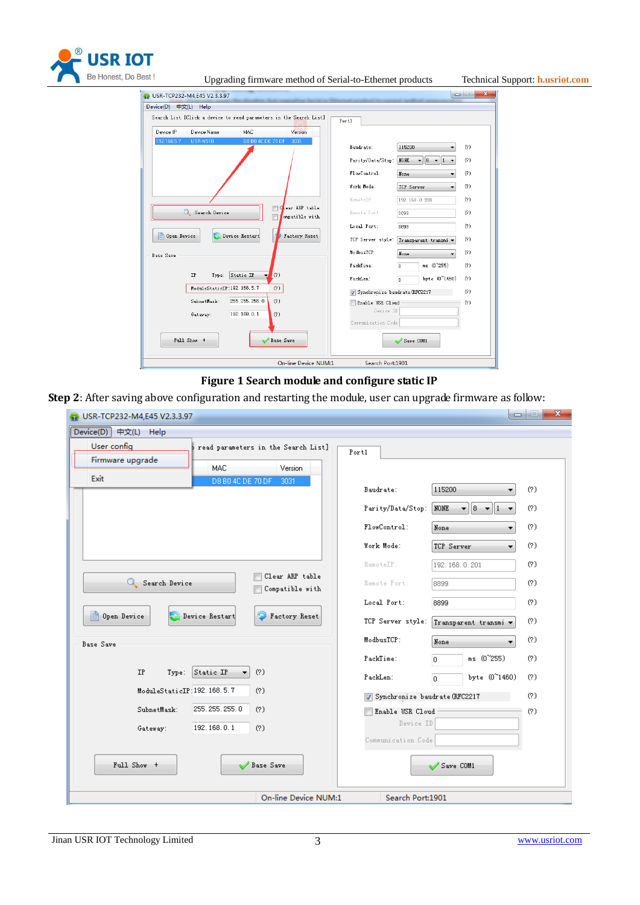**Figure 1 Search module and configure static IP**

**Step 2**: After saving above configuration and restarting the module, user can upgrade firmware as follow: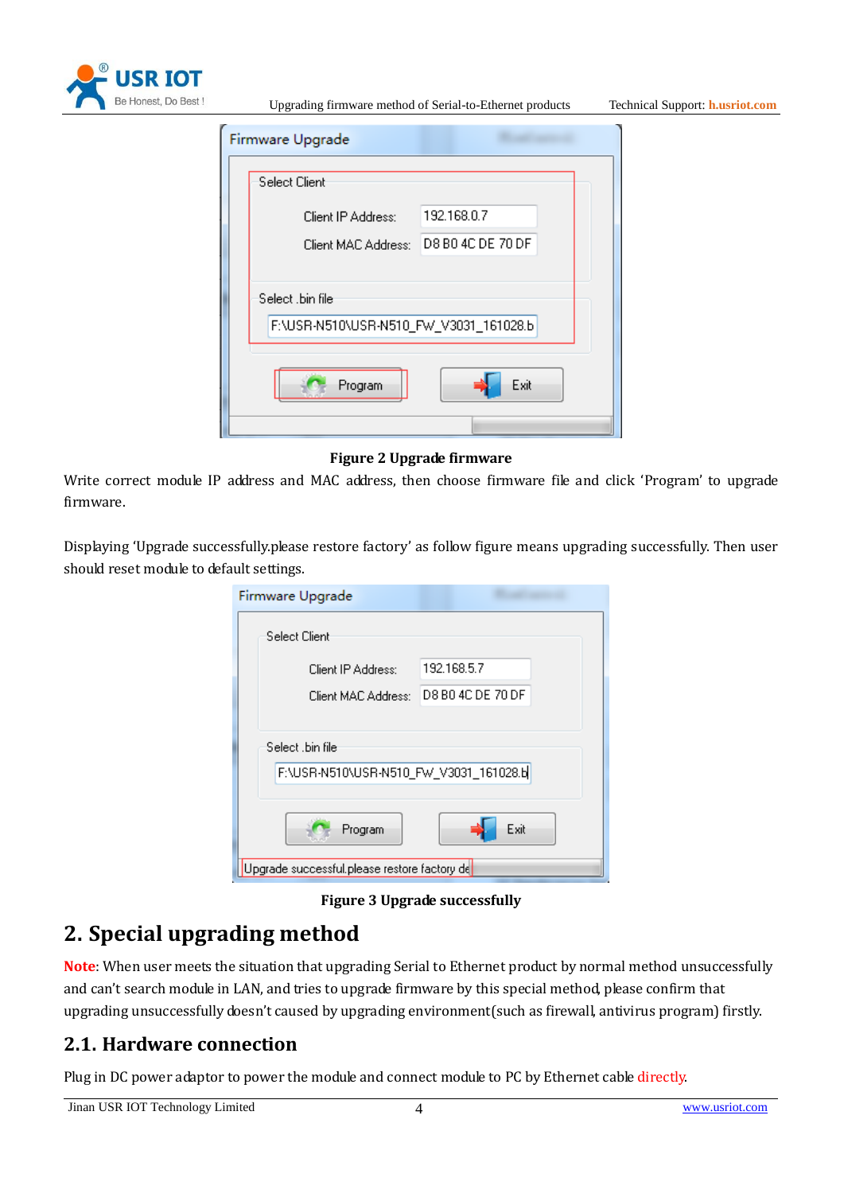**Figure 2 Upgrade firmware**

Write correct module IP address and MAC address, then choose firmware file and click 'Program' to upgrade firmware.

Displaying 'Upgrade successfully.please restore factory' as follow figure means upgrading successfully. Then user should reset module to default settings.

**Figure 3 Upgrade successfully**

# 2. Special upgrading method

**Note**: When user meets the situation that upgrading Serial to Ethernet product by normal method unsuccessfully and can't search module in LAN, and tries to upgrade firmware by this special method, please confirm that upgrading unsuccessfully doesn't caused by upgrading environment(such as firewall, antivirus program) firstly.

## 2.1. Hardware connection

Plug in DC power adaptor to power the module and connect module to PC by Ethernet cable directly.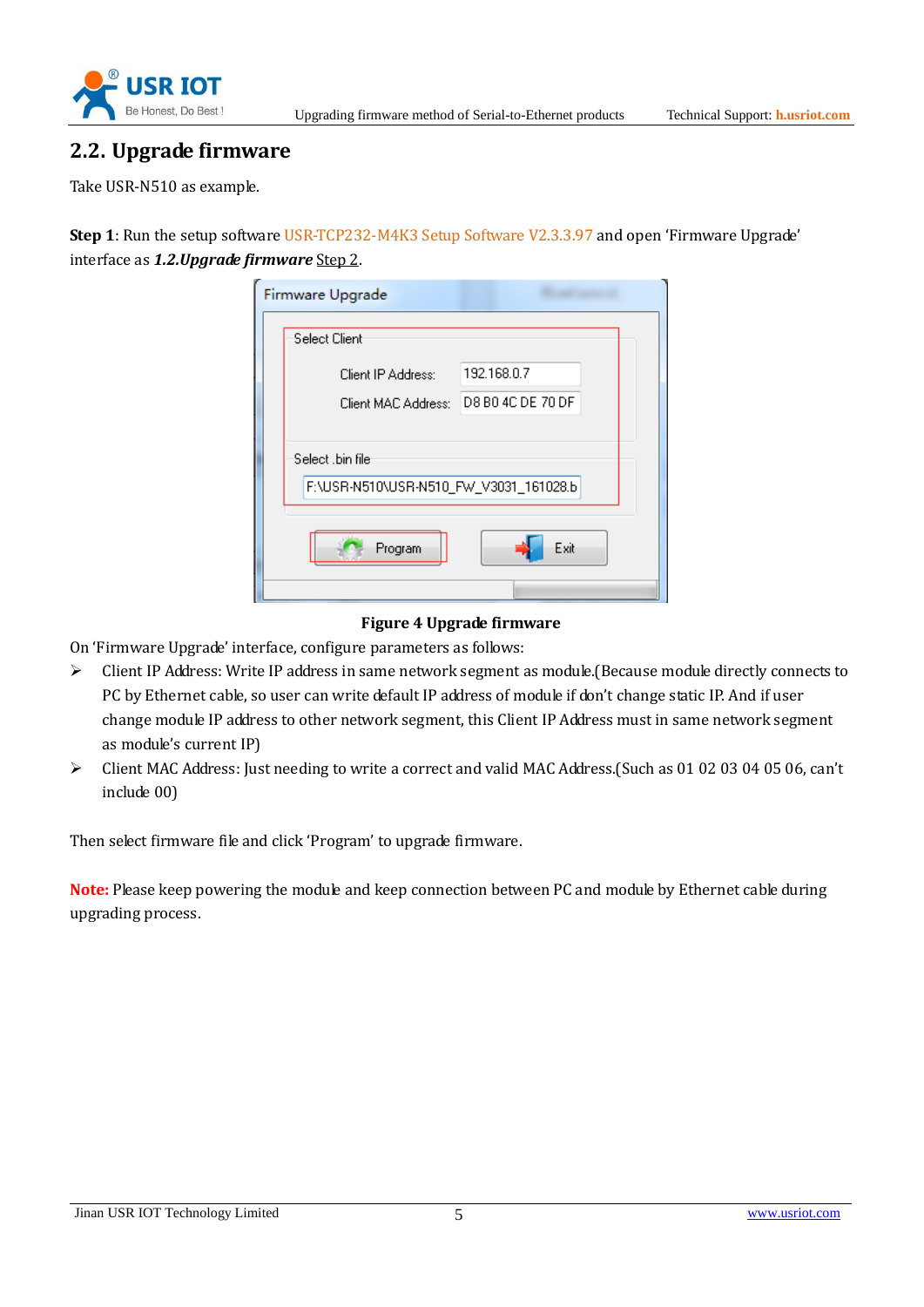## 2.2. Upgrade firmware

Take USR-N510 as example.

**Step 1**: Run the setup software USR-TCP232-M4K3 Setup Software V2.3.3.97 and open 'Firmware Upgrade' interface as ***1.2.Upgrade firmware*** Step 2.

**Figure 4 Upgrade firmware**

On 'Firmware Upgrade' interface, configure parameters as follows:

- Client IP Address: Write IP address in same network segment as module.(Because module directly connects to PC by Ethernet cable, so user can write default IP address of module if don't change static IP. And if user change module IP address to other network segment, this Client IP Address must in same network segment as module's current IP)
- Client MAC Address: Just needing to write a correct and valid MAC Address.(Such as 01 02 03 04 05 06, can't include 00)

Then select firmware file and click 'Program' to upgrade firmware.

**Note:** Please keep powering the module and keep connection between PC and module by Ethernet cable during upgrading process.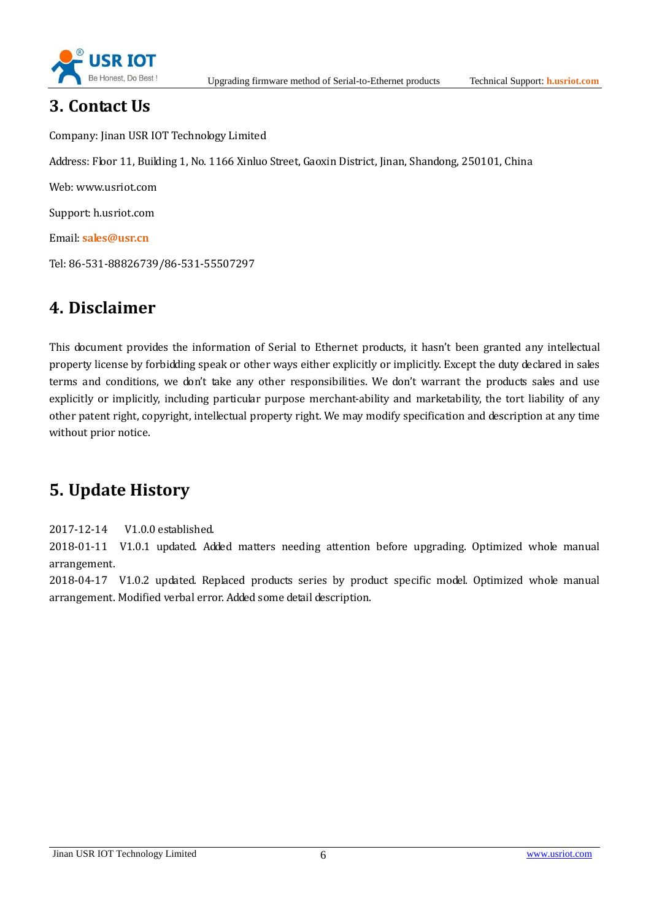# 3. Contact Us

Company: Jinan USR IOT Technology Limited

Address: Floor 11, Building 1, No. 1166 Xinluo Street, Gaoxin District, Jinan, Shandong, 250101, China

Web: www.usriot.com

Support: h.usriot.com

Email: **sales@usr.cn**

Tel: 86-531-88826739/86-531-55507297

# 4. Disclaimer

This document provides the information of Serial to Ethernet products, it hasn't been granted any intellectual property license by forbidding speak or other ways either explicitly or implicitly. Except the duty declared in sales terms and conditions, we don't take any other responsibilities. We don't warrant the products sales and use explicitly or implicitly, including particular purpose merchant-ability and marketability, the tort liability of any other patent right, copyright, intellectual property right. We may modify specification and description at any time without prior notice.

# 5. Update History

2017-12-14 V1.0.0 established.

2018-01-11 V1.0.1 updated. Added matters needing attention before upgrading. Optimized whole manual arrangement.

2018-04-17 V1.0.2 updated. Replaced products series by product specific model. Optimized whole manual arrangement. Modified verbal error. Added some detail description.